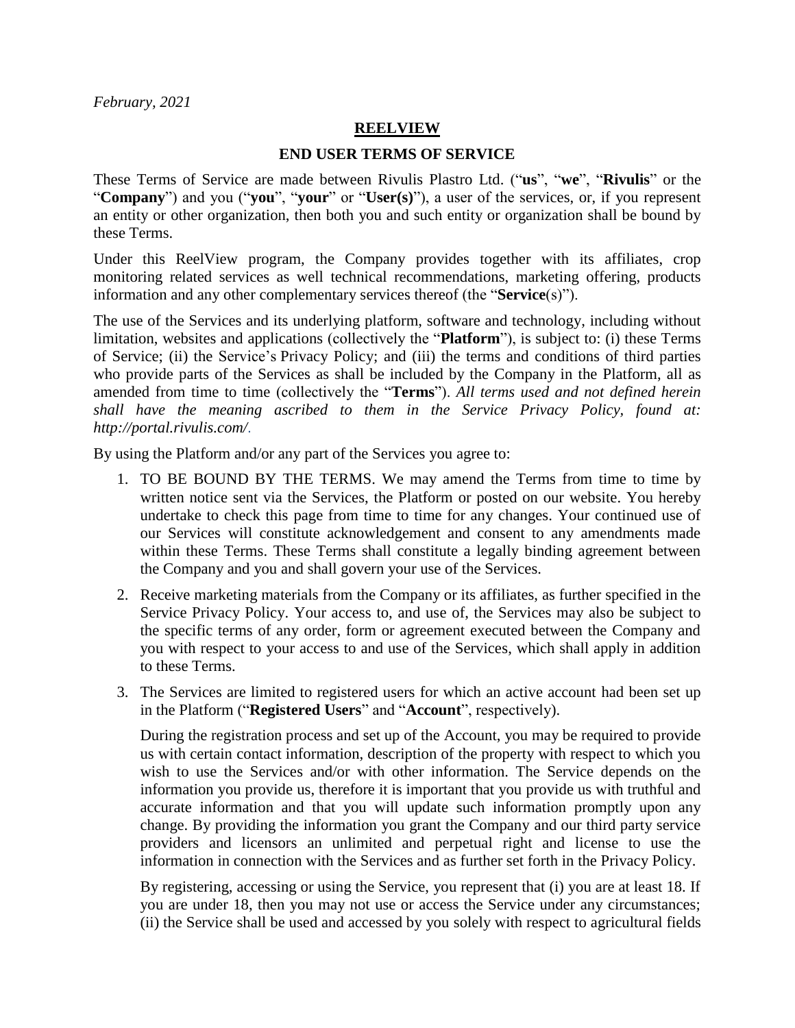*February, 2021*

# REELVIEW

## END USER TERMS OF SERVICE

These Terms of Service are made between Rivulis Plastro Ltd. ("**us**", "**we**", "**Rivulis**" or the "**Company**") and you ("**you**", "**your**" or "**User(s)**"), a user of the services, or, if you represent an entity or other organization, then both you and such entity or organization shall be bound by these Terms.

Under this ReelView program, the Company provides together with its affiliates, crop monitoring related services as well technical recommendations, marketing offering, products information and any other complementary services thereof (the "**Service**(s)").

The use of the Services and its underlying platform, software and technology, including without limitation, websites and applications (collectively the "**Platform**"), is subject to: (i) these Terms of Service; (ii) the Service's Privacy Policy; and (iii) the terms and conditions of third parties who provide parts of the Services as shall be included by the Company in the Platform, all as amended from time to time (collectively the "**Terms**"). *All terms used and not defined herein shall have the meaning ascribed to them in the Service Privacy Policy, found at: http://portal.rivulis.com/*.

By using the Platform and/or any part of the Services you agree to:

1. TO BE BOUND BY THE TERMS. We may amend the Terms from time to time by written notice sent via the Services, the Platform or posted on our website. You hereby undertake to check this page from time to time for any changes. Your continued use of our Services will constitute acknowledgement and consent to any amendments made within these Terms. These Terms shall constitute a legally binding agreement between the Company and you and shall govern your use of the Services.
2. Receive marketing materials from the Company or its affiliates, as further specified in the Service Privacy Policy. Your access to, and use of, the Services may also be subject to the specific terms of any order, form or agreement executed between the Company and you with respect to your access to and use of the Services, which shall apply in addition to these Terms.
3. The Services are limited to registered users for which an active account had been set up in the Platform ("**Registered Users**" and "**Account**", respectively).

   During the registration process and set up of the Account, you may be required to provide us with certain contact information, description of the property with respect to which you wish to use the Services and/or with other information. The Service depends on the information you provide us, therefore it is important that you provide us with truthful and accurate information and that you will update such information promptly upon any change. By providing the information you grant the Company and our third party service providers and licensors an unlimited and perpetual right and license to use the information in connection with the Services and as further set forth in the Privacy Policy.

   By registering, accessing or using the Service, you represent that (i) you are at least 18. If you are under 18, then you may not use or access the Service under any circumstances; (ii) the Service shall be used and accessed by you solely with respect to agricultural fields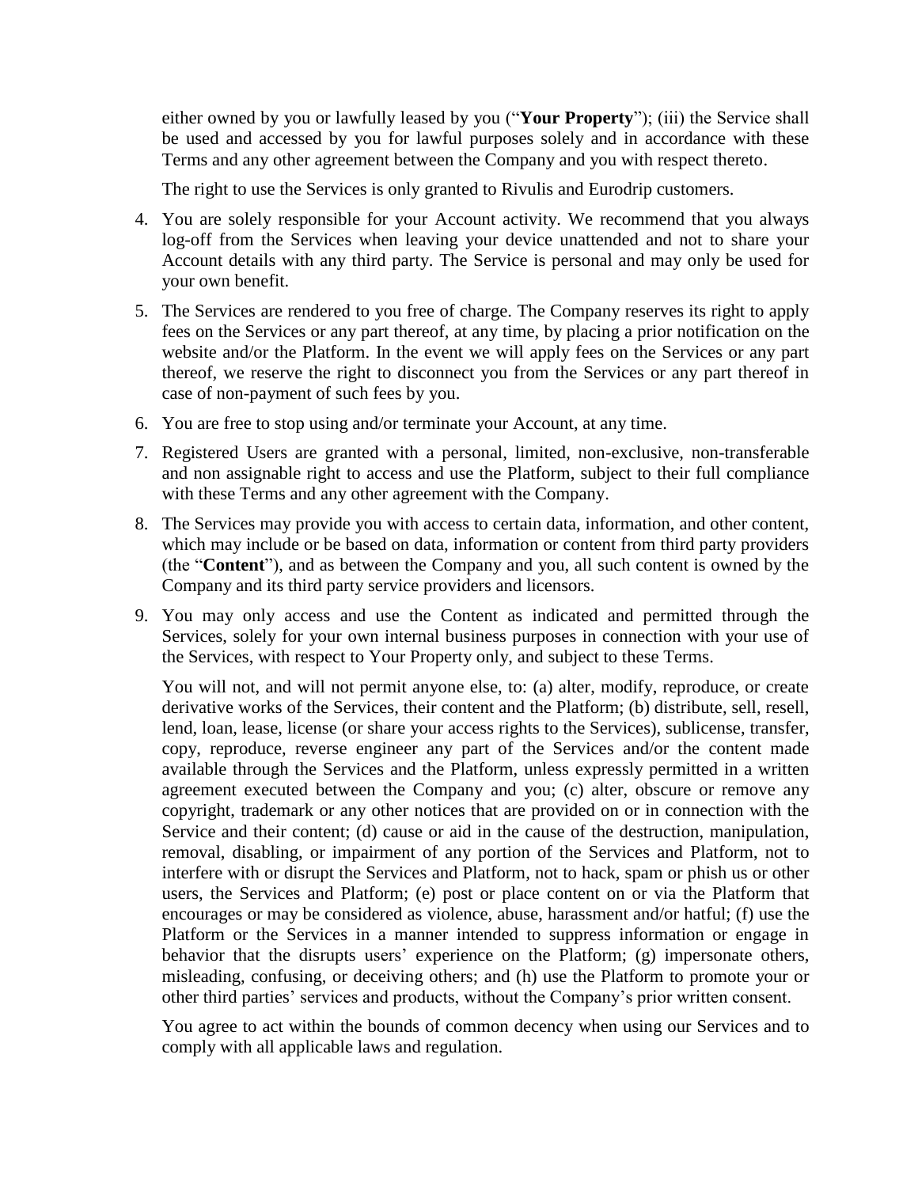either owned by you or lawfully leased by you ("**Your Property**"); (iii) the Service shall be used and accessed by you for lawful purposes solely and in accordance with these Terms and any other agreement between the Company and you with respect thereto.

The right to use the Services is only granted to Rivulis and Eurodrip customers.

4. You are solely responsible for your Account activity. We recommend that you always log-off from the Services when leaving your device unattended and not to share your Account details with any third party. The Service is personal and may only be used for your own benefit.

5. The Services are rendered to you free of charge. The Company reserves its right to apply fees on the Services or any part thereof, at any time, by placing a prior notification on the website and/or the Platform. In the event we will apply fees on the Services or any part thereof, we reserve the right to disconnect you from the Services or any part thereof in case of non-payment of such fees by you.

6. You are free to stop using and/or terminate your Account, at any time.

7. Registered Users are granted with a personal, limited, non-exclusive, non-transferable and non assignable right to access and use the Platform, subject to their full compliance with these Terms and any other agreement with the Company.

8. The Services may provide you with access to certain data, information, and other content, which may include or be based on data, information or content from third party providers (the "**Content**"), and as between the Company and you, all such content is owned by the Company and its third party service providers and licensors.

9. You may only access and use the Content as indicated and permitted through the Services, solely for your own internal business purposes in connection with your use of the Services, with respect to Your Property only, and subject to these Terms.

   You will not, and will not permit anyone else, to: (a) alter, modify, reproduce, or create derivative works of the Services, their content and the Platform; (b) distribute, sell, resell, lend, loan, lease, license (or share your access rights to the Services), sublicense, transfer, copy, reproduce, reverse engineer any part of the Services and/or the content made available through the Services and the Platform, unless expressly permitted in a written agreement executed between the Company and you; (c) alter, obscure or remove any copyright, trademark or any other notices that are provided on or in connection with the Service and their content; (d) cause or aid in the cause of the destruction, manipulation, removal, disabling, or impairment of any portion of the Services and Platform, not to interfere with or disrupt the Services and Platform, not to hack, spam or phish us or other users, the Services and Platform; (e) post or place content on or via the Platform that encourages or may be considered as violence, abuse, harassment and/or hatful; (f) use the Platform or the Services in a manner intended to suppress information or engage in behavior that the disrupts users' experience on the Platform; (g) impersonate others, misleading, confusing, or deceiving others; and (h) use the Platform to promote your or other third parties' services and products, without the Company's prior written consent.

   You agree to act within the bounds of common decency when using our Services and to comply with all applicable laws and regulation.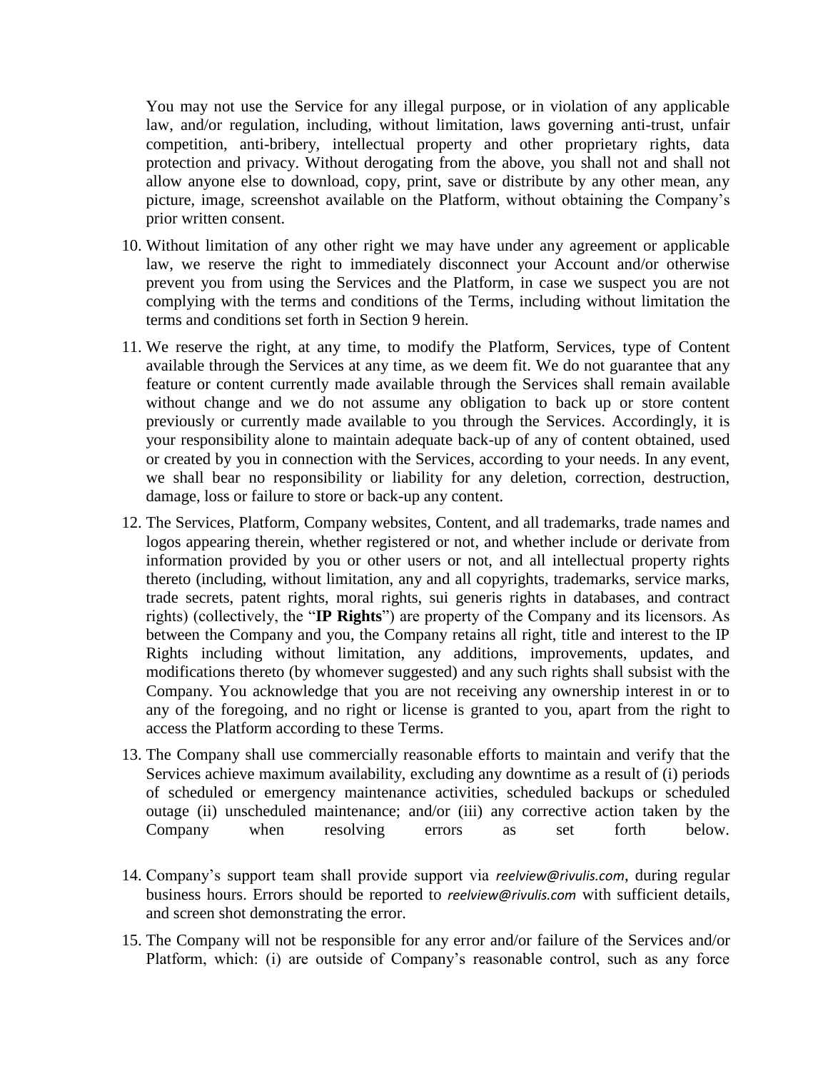You may not use the Service for any illegal purpose, or in violation of any applicable law, and/or regulation, including, without limitation, laws governing anti-trust, unfair competition, anti-bribery, intellectual property and other proprietary rights, data protection and privacy. Without derogating from the above, you shall not and shall not allow anyone else to download, copy, print, save or distribute by any other mean, any picture, image, screenshot available on the Platform, without obtaining the Company's prior written consent.

10. Without limitation of any other right we may have under any agreement or applicable law, we reserve the right to immediately disconnect your Account and/or otherwise prevent you from using the Services and the Platform, in case we suspect you are not complying with the terms and conditions of the Terms, including without limitation the terms and conditions set forth in Section 9 herein.

11. We reserve the right, at any time, to modify the Platform, Services, type of Content available through the Services at any time, as we deem fit. We do not guarantee that any feature or content currently made available through the Services shall remain available without change and we do not assume any obligation to back up or store content previously or currently made available to you through the Services. Accordingly, it is your responsibility alone to maintain adequate back-up of any of content obtained, used or created by you in connection with the Services, according to your needs. In any event, we shall bear no responsibility or liability for any deletion, correction, destruction, damage, loss or failure to store or back-up any content.

12. The Services, Platform, Company websites, Content, and all trademarks, trade names and logos appearing therein, whether registered or not, and whether include or derivate from information provided by you or other users or not, and all intellectual property rights thereto (including, without limitation, any and all copyrights, trademarks, service marks, trade secrets, patent rights, moral rights, sui generis rights in databases, and contract rights) (collectively, the "**IP Rights**") are property of the Company and its licensors. As between the Company and you, the Company retains all right, title and interest to the IP Rights including without limitation, any additions, improvements, updates, and modifications thereto (by whomever suggested) and any such rights shall subsist with the Company. You acknowledge that you are not receiving any ownership interest in or to any of the foregoing, and no right or license is granted to you, apart from the right to access the Platform according to these Terms.

13. The Company shall use commercially reasonable efforts to maintain and verify that the Services achieve maximum availability, excluding any downtime as a result of (i) periods of scheduled or emergency maintenance activities, scheduled backups or scheduled outage (ii) unscheduled maintenance; and/or (iii) any corrective action taken by the Company when resolving errors as set forth below.

14. Company's support team shall provide support via *reelview@rivulis.com*, during regular business hours. Errors should be reported to *reelview@rivulis.com* with sufficient details, and screen shot demonstrating the error.

15. The Company will not be responsible for any error and/or failure of the Services and/or Platform, which: (i) are outside of Company's reasonable control, such as any force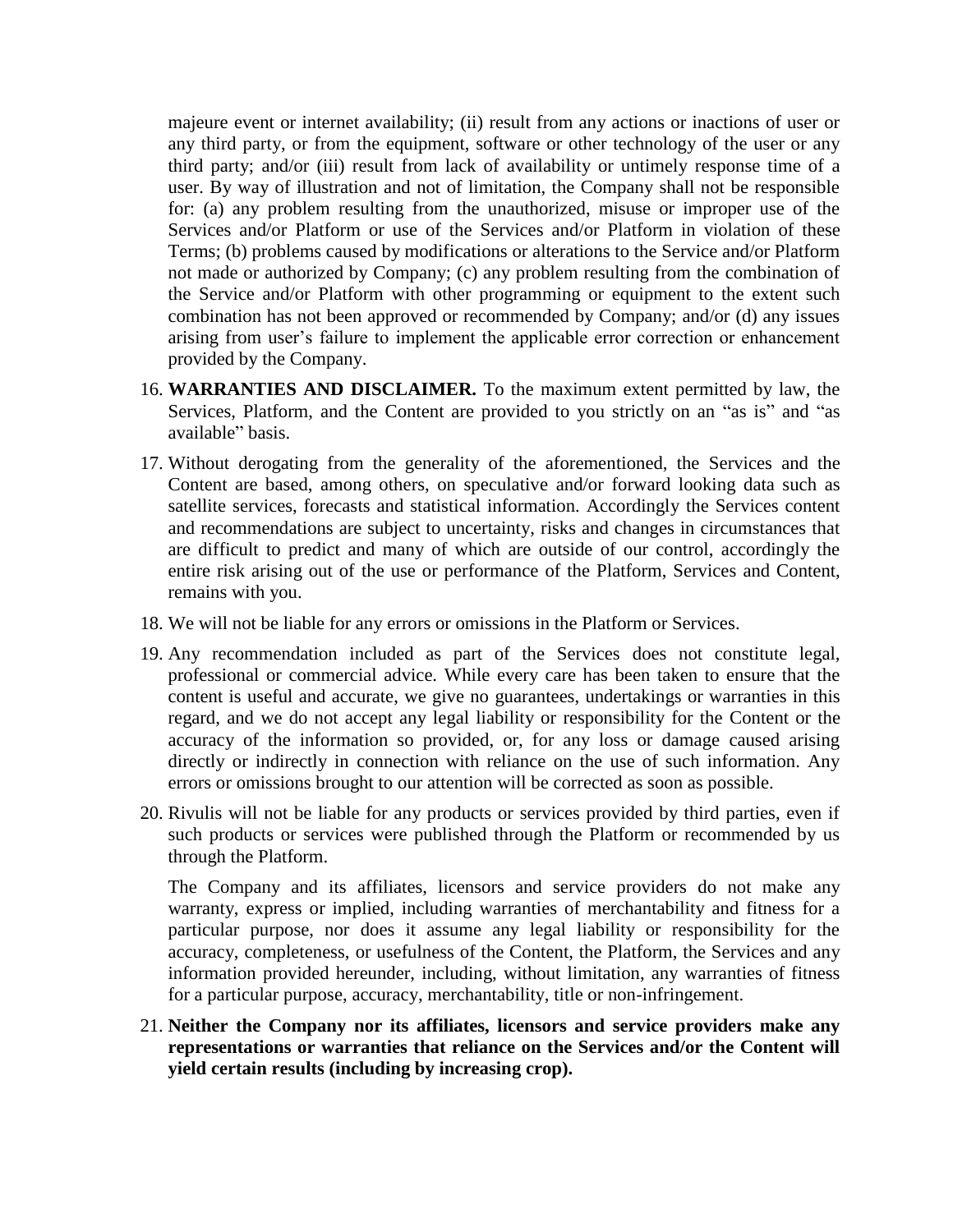majeure event or internet availability; (ii) result from any actions or inactions of user or any third party, or from the equipment, software or other technology of the user or any third party; and/or (iii) result from lack of availability or untimely response time of a user. By way of illustration and not of limitation, the Company shall not be responsible for: (a) any problem resulting from the unauthorized, misuse or improper use of the Services and/or Platform or use of the Services and/or Platform in violation of these Terms; (b) problems caused by modifications or alterations to the Service and/or Platform not made or authorized by Company; (c) any problem resulting from the combination of the Service and/or Platform with other programming or equipment to the extent such combination has not been approved or recommended by Company; and/or (d) any issues arising from user's failure to implement the applicable error correction or enhancement provided by the Company.

16. **WARRANTIES AND DISCLAIMER.** To the maximum extent permitted by law, the Services, Platform, and the Content are provided to you strictly on an "as is" and "as available" basis.

17. Without derogating from the generality of the aforementioned, the Services and the Content are based, among others, on speculative and/or forward looking data such as satellite services, forecasts and statistical information. Accordingly the Services content and recommendations are subject to uncertainty, risks and changes in circumstances that are difficult to predict and many of which are outside of our control, accordingly the entire risk arising out of the use or performance of the Platform, Services and Content, remains with you.

18. We will not be liable for any errors or omissions in the Platform or Services.

19. Any recommendation included as part of the Services does not constitute legal, professional or commercial advice. While every care has been taken to ensure that the content is useful and accurate, we give no guarantees, undertakings or warranties in this regard, and we do not accept any legal liability or responsibility for the Content or the accuracy of the information so provided, or, for any loss or damage caused arising directly or indirectly in connection with reliance on the use of such information. Any errors or omissions brought to our attention will be corrected as soon as possible.

20. Rivulis will not be liable for any products or services provided by third parties, even if such products or services were published through the Platform or recommended by us through the Platform.

    The Company and its affiliates, licensors and service providers do not make any warranty, express or implied, including warranties of merchantability and fitness for a particular purpose, nor does it assume any legal liability or responsibility for the accuracy, completeness, or usefulness of the Content, the Platform, the Services and any information provided hereunder, including, without limitation, any warranties of fitness for a particular purpose, accuracy, merchantability, title or non-infringement.

21. **Neither the Company nor its affiliates, licensors and service providers make any representations or warranties that reliance on the Services and/or the Content will yield certain results (including by increasing crop).**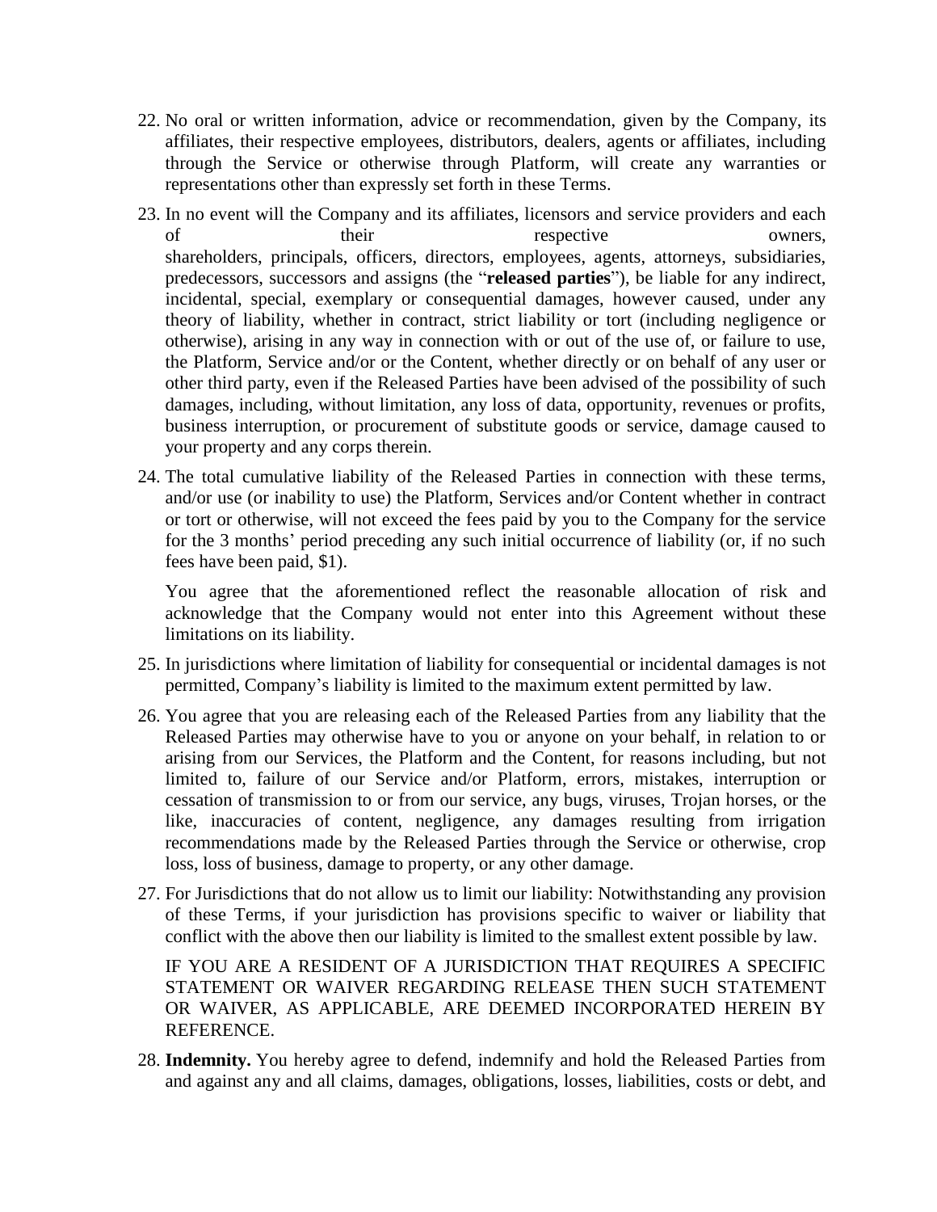22. No oral or written information, advice or recommendation, given by the Company, its affiliates, their respective employees, distributors, dealers, agents or affiliates, including through the Service or otherwise through Platform, will create any warranties or representations other than expressly set forth in these Terms.

23. In no event will the Company and its affiliates, licensors and service providers and each of their respective owners, shareholders, principals, officers, directors, employees, agents, attorneys, subsidiaries, predecessors, successors and assigns (the "**released parties**"), be liable for any indirect, incidental, special, exemplary or consequential damages, however caused, under any theory of liability, whether in contract, strict liability or tort (including negligence or otherwise), arising in any way in connection with or out of the use of, or failure to use, the Platform, Service and/or or the Content, whether directly or on behalf of any user or other third party, even if the Released Parties have been advised of the possibility of such damages, including, without limitation, any loss of data, opportunity, revenues or profits, business interruption, or procurement of substitute goods or service, damage caused to your property and any corps therein.

24. The total cumulative liability of the Released Parties in connection with these terms, and/or use (or inability to use) the Platform, Services and/or Content whether in contract or tort or otherwise, will not exceed the fees paid by you to the Company for the service for the 3 months' period preceding any such initial occurrence of liability (or, if no such fees have been paid, $1).

    You agree that the aforementioned reflect the reasonable allocation of risk and acknowledge that the Company would not enter into this Agreement without these limitations on its liability.

25. In jurisdictions where limitation of liability for consequential or incidental damages is not permitted, Company's liability is limited to the maximum extent permitted by law.

26. You agree that you are releasing each of the Released Parties from any liability that the Released Parties may otherwise have to you or anyone on your behalf, in relation to or arising from our Services, the Platform and the Content, for reasons including, but not limited to, failure of our Service and/or Platform, errors, mistakes, interruption or cessation of transmission to or from our service, any bugs, viruses, Trojan horses, or the like, inaccuracies of content, negligence, any damages resulting from irrigation recommendations made by the Released Parties through the Service or otherwise, crop loss, loss of business, damage to property, or any other damage.

27. For Jurisdictions that do not allow us to limit our liability: Notwithstanding any provision of these Terms, if your jurisdiction has provisions specific to waiver or liability that conflict with the above then our liability is limited to the smallest extent possible by law.

    IF YOU ARE A RESIDENT OF A JURISDICTION THAT REQUIRES A SPECIFIC STATEMENT OR WAIVER REGARDING RELEASE THEN SUCH STATEMENT OR WAIVER, AS APPLICABLE, ARE DEEMED INCORPORATED HEREIN BY REFERENCE.

28. **Indemnity.** You hereby agree to defend, indemnify and hold the Released Parties from and against any and all claims, damages, obligations, losses, liabilities, costs or debt, and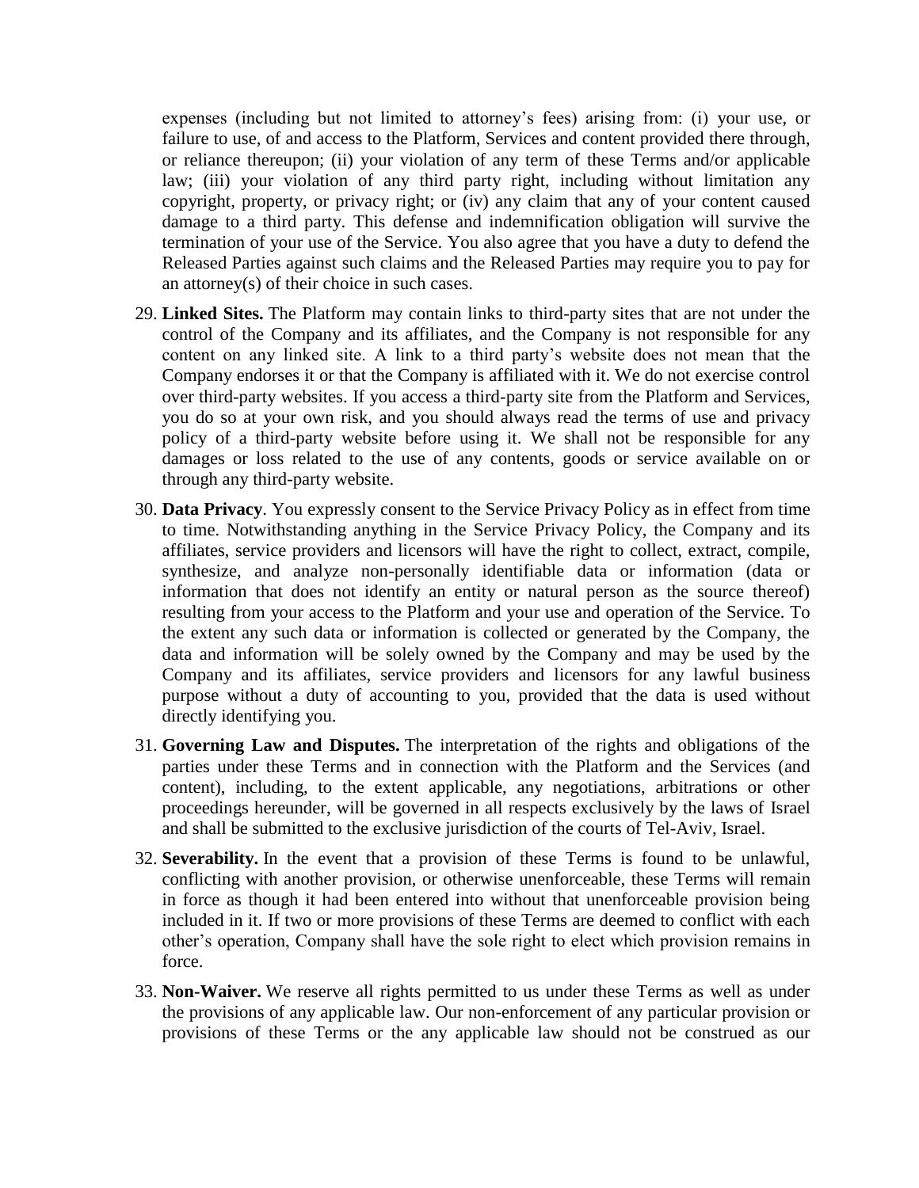expenses (including but not limited to attorney's fees) arising from: (i) your use, or failure to use, of and access to the Platform, Services and content provided there through, or reliance thereupon; (ii) your violation of any term of these Terms and/or applicable law; (iii) your violation of any third party right, including without limitation any copyright, property, or privacy right; or (iv) any claim that any of your content caused damage to a third party. This defense and indemnification obligation will survive the termination of your use of the Service. You also agree that you have a duty to defend the Released Parties against such claims and the Released Parties may require you to pay for an attorney(s) of their choice in such cases.

29. **Linked Sites.** The Platform may contain links to third-party sites that are not under the control of the Company and its affiliates, and the Company is not responsible for any content on any linked site. A link to a third party's website does not mean that the Company endorses it or that the Company is affiliated with it. We do not exercise control over third-party websites. If you access a third-party site from the Platform and Services, you do so at your own risk, and you should always read the terms of use and privacy policy of a third-party website before using it. We shall not be responsible for any damages or loss related to the use of any contents, goods or service available on or through any third-party website.

30. **Data Privacy**. You expressly consent to the Service Privacy Policy as in effect from time to time. Notwithstanding anything in the Service Privacy Policy, the Company and its affiliates, service providers and licensors will have the right to collect, extract, compile, synthesize, and analyze non-personally identifiable data or information (data or information that does not identify an entity or natural person as the source thereof) resulting from your access to the Platform and your use and operation of the Service. To the extent any such data or information is collected or generated by the Company, the data and information will be solely owned by the Company and may be used by the Company and its affiliates, service providers and licensors for any lawful business purpose without a duty of accounting to you, provided that the data is used without directly identifying you.

31. **Governing Law and Disputes.** The interpretation of the rights and obligations of the parties under these Terms and in connection with the Platform and the Services (and content), including, to the extent applicable, any negotiations, arbitrations or other proceedings hereunder, will be governed in all respects exclusively by the laws of Israel and shall be submitted to the exclusive jurisdiction of the courts of Tel-Aviv, Israel.

32. **Severability.** In the event that a provision of these Terms is found to be unlawful, conflicting with another provision, or otherwise unenforceable, these Terms will remain in force as though it had been entered into without that unenforceable provision being included in it. If two or more provisions of these Terms are deemed to conflict with each other's operation, Company shall have the sole right to elect which provision remains in force.

33. **Non-Waiver.** We reserve all rights permitted to us under these Terms as well as under the provisions of any applicable law. Our non-enforcement of any particular provision or provisions of these Terms or the any applicable law should not be construed as our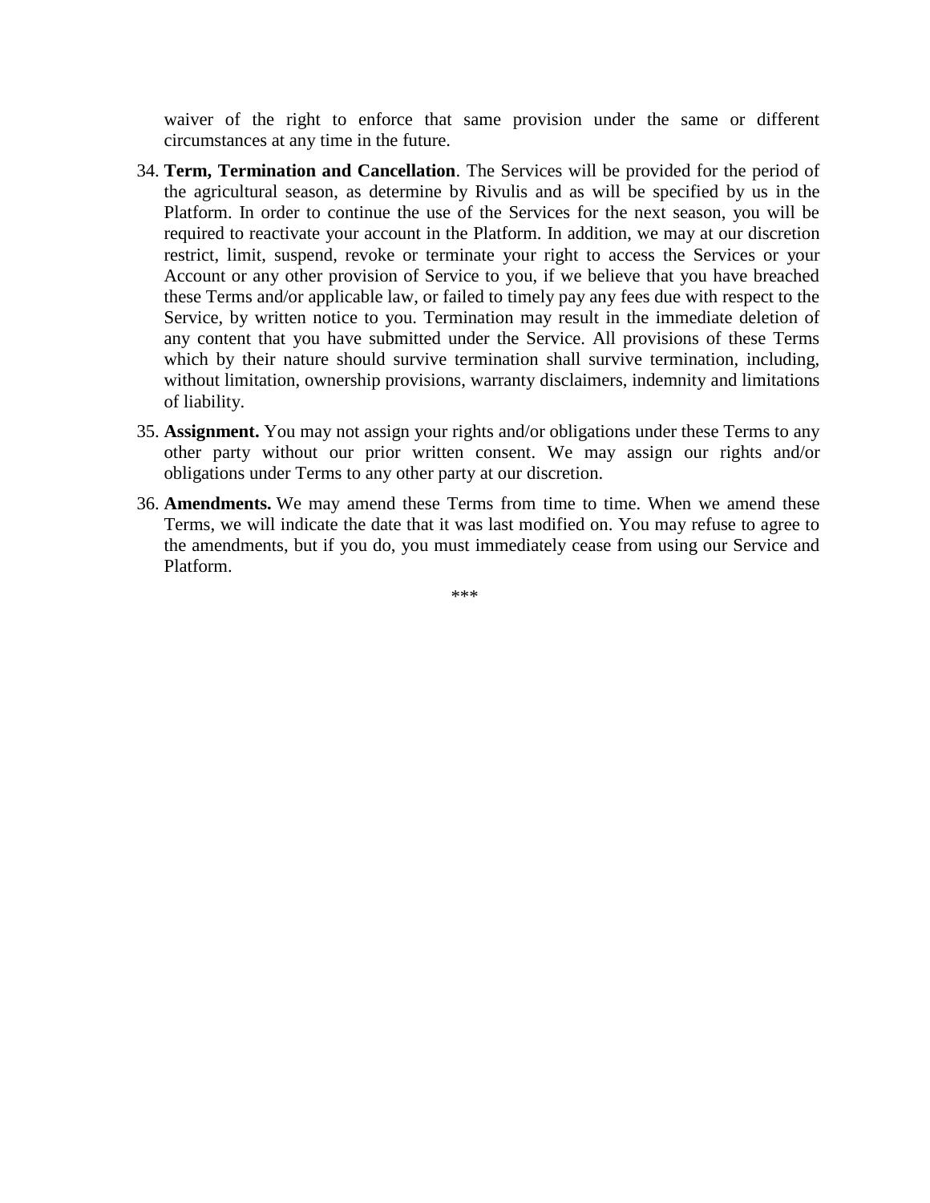waiver of the right to enforce that same provision under the same or different circumstances at any time in the future.

34. **Term, Termination and Cancellation**. The Services will be provided for the period of the agricultural season, as determine by Rivulis and as will be specified by us in the Platform. In order to continue the use of the Services for the next season, you will be required to reactivate your account in the Platform. In addition, we may at our discretion restrict, limit, suspend, revoke or terminate your right to access the Services or your Account or any other provision of Service to you, if we believe that you have breached these Terms and/or applicable law, or failed to timely pay any fees due with respect to the Service, by written notice to you. Termination may result in the immediate deletion of any content that you have submitted under the Service. All provisions of these Terms which by their nature should survive termination shall survive termination, including, without limitation, ownership provisions, warranty disclaimers, indemnity and limitations of liability.

35. **Assignment.** You may not assign your rights and/or obligations under these Terms to any other party without our prior written consent. We may assign our rights and/or obligations under Terms to any other party at our discretion.

36. **Amendments.** We may amend these Terms from time to time. When we amend these Terms, we will indicate the date that it was last modified on. You may refuse to agree to the amendments, but if you do, you must immediately cease from using our Service and Platform.

***